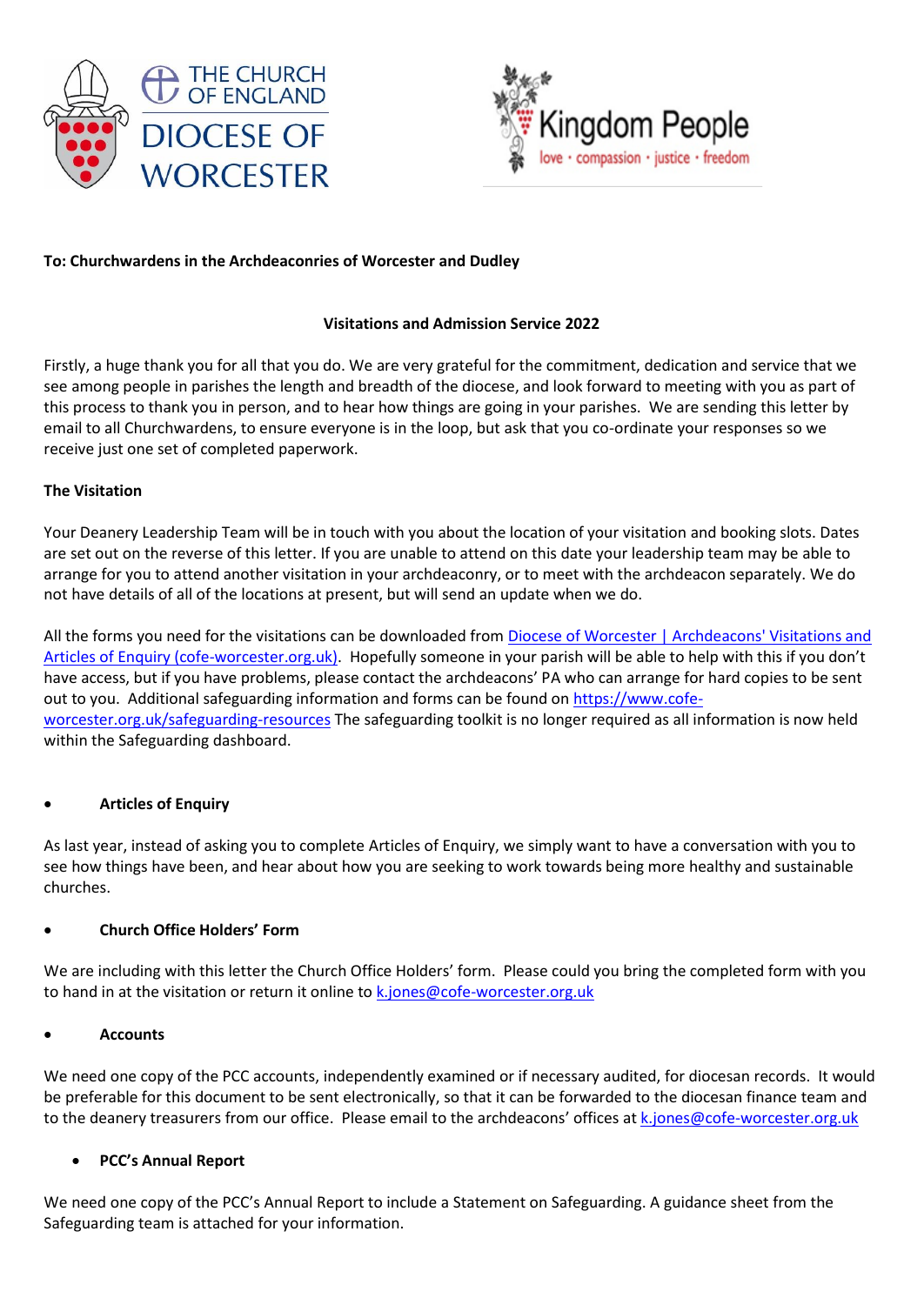THE CHURCH OF ENGLAND
DIOCESE OF WORCESTER

Kingdom People
love · compassion · justice · freedom

**To: Churchwardens in the Archdeaconries of Worcester and Dudley**

**Visitations and Admission Service 2022**

Firstly, a huge thank you for all that you do. We are very grateful for the commitment, dedication and service that we see among people in parishes the length and breadth of the diocese, and look forward to meeting with you as part of this process to thank you in person, and to hear how things are going in your parishes. We are sending this letter by email to all Churchwardens, to ensure everyone is in the loop, but ask that you co-ordinate your responses so we receive just one set of completed paperwork.

**The Visitation**

Your Deanery Leadership Team will be in touch with you about the location of your visitation and booking slots. Dates are set out on the reverse of this letter. If you are unable to attend on this date your leadership team may be able to arrange for you to attend another visitation in your archdeaconry, or to meet with the archdeacon separately. We do not have details of all of the locations at present, but will send an update when we do.

All the forms you need for the visitations can be downloaded from Diocese of Worcester | Archdeacons' Visitations and Articles of Enquiry (cofe-worcester.org.uk). Hopefully someone in your parish will be able to help with this if you don't have access, but if you have problems, please contact the archdeacons' PA who can arrange for hard copies to be sent out to you. Additional safeguarding information and forms can be found on https://www.cofe-worcester.org.uk/safeguarding-resources The safeguarding toolkit is no longer required as all information is now held within the Safeguarding dashboard.

- **Articles of Enquiry**

As last year, instead of asking you to complete Articles of Enquiry, we simply want to have a conversation with you to see how things have been, and hear about how you are seeking to work towards being more healthy and sustainable churches.

- **Church Office Holders' Form**

We are including with this letter the Church Office Holders' form. Please could you bring the completed form with you to hand in at the visitation or return it online to k.jones@cofe-worcester.org.uk

- **Accounts**

We need one copy of the PCC accounts, independently examined or if necessary audited, for diocesan records. It would be preferable for this document to be sent electronically, so that it can be forwarded to the diocesan finance team and to the deanery treasurers from our office. Please email to the archdeacons' offices at k.jones@cofe-worcester.org.uk

- **PCC's Annual Report**

We need one copy of the PCC's Annual Report to include a Statement on Safeguarding. A guidance sheet from the Safeguarding team is attached for your information.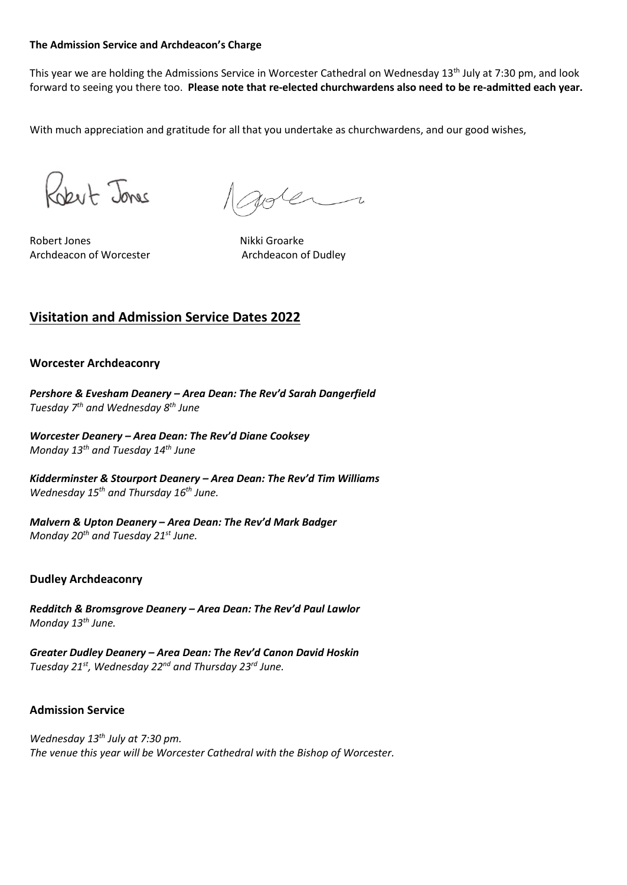**The Admission Service and Archdeacon's Charge**

This year we are holding the Admissions Service in Worcester Cathedral on Wednesday 13th July at 7:30 pm, and look forward to seeing you there too. **Please note that re-elected churchwardens also need to be re-admitted each year.**

With much appreciation and gratitude for all that you undertake as churchwardens, and our good wishes,

Robert Jones
Archdeacon of Worcester

Nikki Groarke
Archdeacon of Dudley

## Visitation and Admission Service Dates 2022

### Worcester Archdeaconry

***Pershore & Evesham Deanery – Area Dean: The Rev'd Sarah Dangerfield***
*Tuesday 7th and Wednesday 8th June*

***Worcester Deanery – Area Dean: The Rev'd Diane Cooksey***
*Monday 13th and Tuesday 14th June*

***Kidderminster & Stourport Deanery – Area Dean: The Rev'd Tim Williams***
*Wednesday 15th and Thursday 16th June.*

***Malvern & Upton Deanery – Area Dean: The Rev'd Mark Badger***
*Monday 20th and Tuesday 21st June.*

### Dudley Archdeaconry

***Redditch & Bromsgrove Deanery – Area Dean: The Rev'd Paul Lawlor***
*Monday 13th June.*

***Greater Dudley Deanery – Area Dean: The Rev'd Canon David Hoskin***
*Tuesday 21st, Wednesday 22nd and Thursday 23rd June.*

### Admission Service

*Wednesday 13th July at 7:30 pm.*
*The venue this year will be Worcester Cathedral with the Bishop of Worcester.*